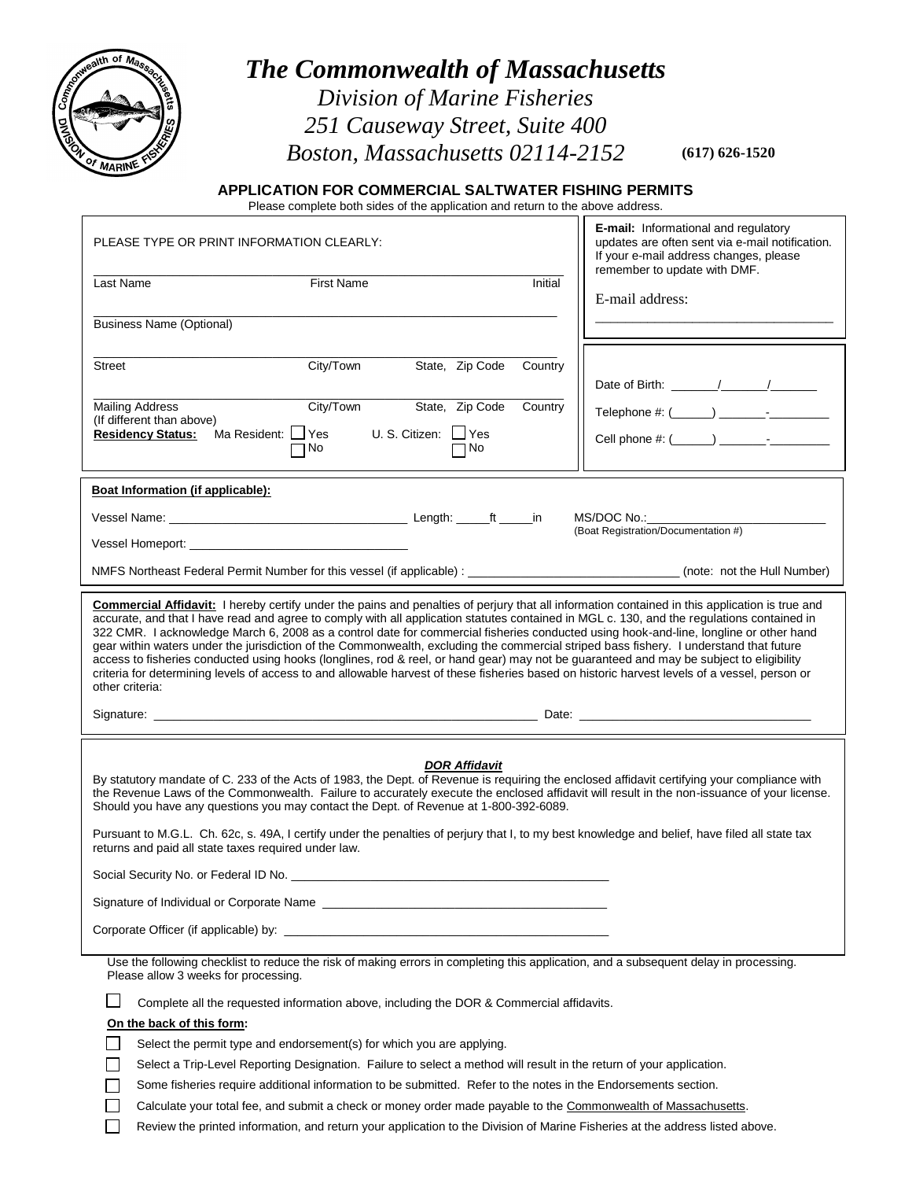# The Commonwealth of Massachusetts

*Division of Marine Fisheries*
*251 Causeway Street, Suite 400*
*Boston, Massachusetts 02114-2152* **(617) 626-1520**

## APPLICATION FOR COMMERCIAL SALTWATER FISHING PERMITS

Please complete both sides of the application and return to the above address.

PLEASE TYPE OR PRINT INFORMATION CLEARLY:

Last Name ______ First Name ______ Initial ______

Business Name (Optional) ______

Street ______ City/Town ______ State, Zip Code ______ Country ______

Mailing Address (If different than above) ______ City/Town ______ State, Zip Code ______ Country ______

**Residency Status:** Ma Resident: ☐ Yes ☐ No U. S. Citizen: ☐ Yes ☐ No

**E-mail:** Informational and regulatory updates are often sent via e-mail notification. If your e-mail address changes, please remember to update with DMF.

E-mail address: ______

Date of Birth: ____/____/____

Telephone #: (____) ____-______

Cell phone #: (____) ____-______

**Boat Information (if applicable):**

Vessel Name: ______ Length: ____ft ____in MS/DOC No.: ______ (Boat Registration/Documentation #)

Vessel Homeport: ______

NMFS Northeast Federal Permit Number for this vessel (if applicable) : ______ (note: not the Hull Number)

**Commercial Affidavit:** I hereby certify under the pains and penalties of perjury that all information contained in this application is true and accurate, and that I have read and agree to comply with all application statutes contained in MGL c. 130, and the regulations contained in 322 CMR. I acknowledge March 6, 2008 as a control date for commercial fisheries conducted using hook-and-line, longline or other hand gear within waters under the jurisdiction of the Commonwealth, excluding the commercial striped bass fishery. I understand that future access to fisheries conducted using hooks (longlines, rod & reel, or hand gear) may not be guaranteed and may be subject to eligibility criteria for determining levels of access to and allowable harvest of these fisheries based on historic harvest levels of a vessel, person or other criteria:

Signature: ______ Date: ______

***DOR Affidavit***

By statutory mandate of C. 233 of the Acts of 1983, the Dept. of Revenue is requiring the enclosed affidavit certifying your compliance with the Revenue Laws of the Commonwealth. Failure to accurately execute the enclosed affidavit will result in the non-issuance of your license. Should you have any questions you may contact the Dept. of Revenue at 1-800-392-6089.

Pursuant to M.G.L. Ch. 62c, s. 49A, I certify under the penalties of perjury that I, to my best knowledge and belief, have filed all state tax returns and paid all state taxes required under law.

Social Security No. or Federal ID No. ______

Signature of Individual or Corporate Name ______

Corporate Officer (if applicable) by: ______

Use the following checklist to reduce the risk of making errors in completing this application, and a subsequent delay in processing. Please allow 3 weeks for processing.

☐ Complete all the requested information above, including the DOR & Commercial affidavits.

**On the back of this form:**

☐ Select the permit type and endorsement(s) for which you are applying.

☐ Select a Trip-Level Reporting Designation. Failure to select a method will result in the return of your application.

☐ Some fisheries require additional information to be submitted. Refer to the notes in the Endorsements section.

☐ Calculate your total fee, and submit a check or money order made payable to the Commonwealth of Massachusetts.

☐ Review the printed information, and return your application to the Division of Marine Fisheries at the address listed above.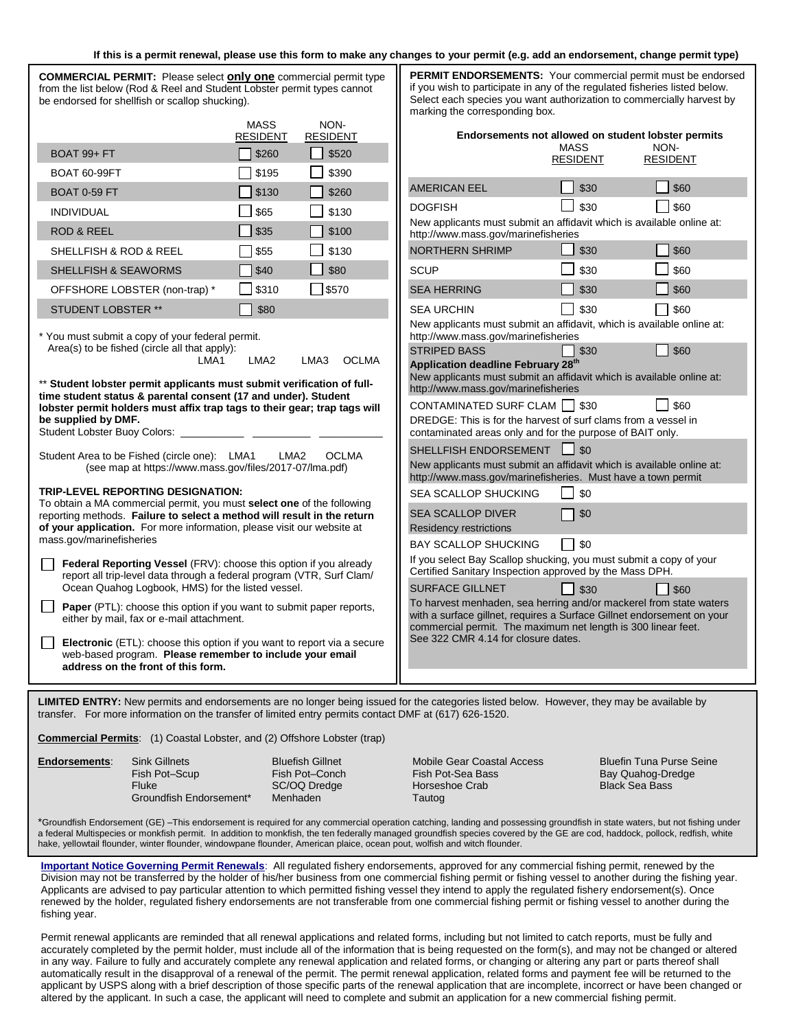**If this is a permit renewal, please use this form to make any changes to your permit (e.g. add an endorsement, change permit type)**

**COMMERCIAL PERMIT:** Please select **only one** commercial permit type from the list below (Rod & Reel and Student Lobster permit types cannot be endorsed for shellfish or scallop shucking).

| | MASS RESIDENT | NON-RESIDENT |
|---|---|---|
| BOAT 99+ FT | ☐ $260 | ☐ $520 |
| BOAT 60-99FT | ☐ $195 | ☐ $390 |
| BOAT 0-59 FT | ☐ $130 | ☐ $260 |
| INDIVIDUAL | ☐ $65 | ☐ $130 |
| ROD & REEL | ☐ $35 | ☐ $100 |
| SHELLFISH & ROD & REEL | ☐ $55 | ☐ $130 |
| SHELLFISH & SEAWORMS | ☐ $40 | ☐ $80 |
| OFFSHORE LOBSTER (non-trap) * | ☐ $310 | ☐ $570 |
| STUDENT LOBSTER ** | ☐ $80 | |

* You must submit a copy of your federal permit.
Area(s) to be fished (circle all that apply):
LMA1 LMA2 LMA3 OCLMA

** **Student lobster permit applicants must submit verification of full-time student status & parental consent (17 and under). Student lobster permit holders must affix trap tags to their gear; trap tags will be supplied by DMF.**
Student Lobster Buoy Colors: ___________ ___________ ___________

Student Area to be Fished (circle one): LMA1 LMA2 OCLMA
(see map at https://www.mass.gov/files/2017-07/lma.pdf)

**TRIP-LEVEL REPORTING DESIGNATION:**
To obtain a MA commercial permit, you must **select one** of the following reporting methods. **Failure to select a method will result in the return of your application.** For more information, please visit our website at mass.gov/marinefisheries

☐ **Federal Reporting Vessel** (FRV): choose this option if you already report all trip-level data through a federal program (VTR, Surf Clam/ Ocean Quahog Logbook, HMS) for the listed vessel.

☐ **Paper** (PTL): choose this option if you want to submit paper reports, either by mail, fax or e-mail attachment.

☐ **Electronic** (ETL): choose this option if you want to report via a secure web-based program. **Please remember to include your email address on the front of this form.**

**PERMIT ENDORSEMENTS:** Your commercial permit must be endorsed if you wish to participate in any of the regulated fisheries listed below. Select each species you want authorization to commercially harvest by marking the corresponding box.

**Endorsements not allowed on student lobster permits**

| | MASS RESIDENT | NON-RESIDENT |
|---|---|---|
| AMERICAN EEL | ☐ $30 | ☐ $60 |
| DOGFISH | ☐ $30 | ☐ $60 |
| New applicants must submit an affidavit which is available online at: http://www.mass.gov/marinefisheries | | |
| NORTHERN SHRIMP | ☐ $30 | ☐ $60 |
| SCUP | ☐ $30 | ☐ $60 |
| SEA HERRING | ☐ $30 | ☐ $60 |
| SEA URCHIN | ☐ $30 | ☐ $60 |
| New applicants must submit an affidavit, which is available online at: http://www.mass.gov/marinefisheries | | |
| STRIPED BASS **Application deadline February 28th** | ☐ $30 | ☐ $60 |
| New applicants must submit an affidavit which is available online at: http://www.mass.gov/marinefisheries | | |
| CONTAMINATED SURF CLAM | ☐ $30 | ☐ $60 |
| DREDGE: This is for the harvest of surf clams from a vessel in contaminated areas only and for the purpose of BAIT only. | | |
| SHELLFISH ENDORSEMENT | ☐ $0 | |
| New applicants must submit an affidavit which is available online at: http://www.mass.gov/marinefisheries. Must have a town permit | | |
| SEA SCALLOP SHUCKING | ☐ $0 | |
| SEA SCALLOP DIVER Residency restrictions | ☐ $0 | |
| BAY SCALLOP SHUCKING | ☐ $0 | |
| If you select Bay Scallop shucking, you must submit a copy of your Certified Sanitary Inspection approved by the Mass DPH. | | |
| SURFACE GILLNET | ☐ $30 | ☐ $60 |
| To harvest menhaden, sea herring and/or mackerel from state waters with a surface gillnet, requires a Surface Gillnet endorsement on your commercial permit. The maximum net length is 300 linear feet. See 322 CMR 4.14 for closure dates. | | |

**LIMITED ENTRY:** New permits and endorsements are no longer being issued for the categories listed below. However, they may be available by transfer. For more information on the transfer of limited entry permits contact DMF at (617) 626-1520.

**Commercial Permits**: (1) Coastal Lobster, and (2) Offshore Lobster (trap)

**Endorsements**:

| | | | |
|---|---|---|---|
| Sink Gillnets | Bluefish Gillnet | Mobile Gear Coastal Access | Bluefin Tuna Purse Seine |
| Fish Pot–Scup | Fish Pot–Conch | Fish Pot-Sea Bass | Bay Quahog-Dredge |
| Fluke | SC/OQ Dredge | Horseshoe Crab | Black Sea Bass |
| Groundfish Endorsement* | Menhaden | Tautog | |

*Groundfish Endorsement (GE) –This endorsement is required for any commercial operation catching, landing and possessing groundfish in state waters, but not fishing under a federal Multispecies or monkfish permit. In addition to monkfish, the ten federally managed groundfish species covered by the GE are cod, haddock, pollock, redfish, white hake, yellowtail flounder, winter flounder, windowpane flounder, American plaice, ocean pout, wolfish and witch flounder.

**Important Notice Governing Permit Renewals**: All regulated fishery endorsements, approved for any commercial fishing permit, renewed by the Division may not be transferred by the holder of his/her business from one commercial fishing permit or fishing vessel to another during the fishing year. Applicants are advised to pay particular attention to which permitted fishing vessel they intend to apply the regulated fishery endorsement(s). Once renewed by the holder, regulated fishery endorsements are not transferable from one commercial fishing permit or fishing vessel to another during the fishing year.

Permit renewal applicants are reminded that all renewal applications and related forms, including but not limited to catch reports, must be fully and accurately completed by the permit holder, must include all of the information that is being requested on the form(s), and may not be changed or altered in any way. Failure to fully and accurately complete any renewal application and related forms, or changing or altering any part or parts thereof shall automatically result in the disapproval of a renewal of the permit. The permit renewal application, related forms and payment fee will be returned to the applicant by USPS along with a brief description of those specific parts of the renewal application that are incomplete, incorrect or have been changed or altered by the applicant. In such a case, the applicant will need to complete and submit an application for a new commercial fishing permit.